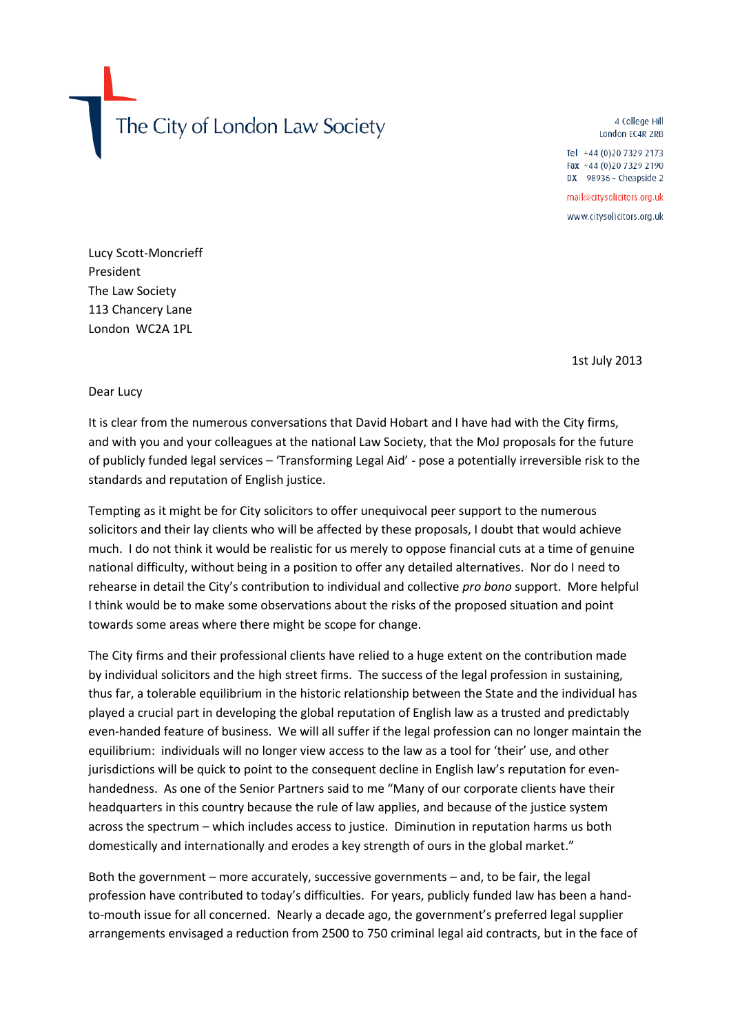The City of London Law Society

4 College Hill
London EC4R 2RB

Tel +44 (0)20 7329 2173
Fax +44 (0)20 7329 2190
DX 98936 – Cheapside 2

mail@citysolicitors.org.uk

www.citysolicitors.org.uk

Lucy Scott-Moncrieff
President
The Law Society
113 Chancery Lane
London WC2A 1PL

1st July 2013

Dear Lucy

It is clear from the numerous conversations that David Hobart and I have had with the City firms, and with you and your colleagues at the national Law Society, that the MoJ proposals for the future of publicly funded legal services – 'Transforming Legal Aid' - pose a potentially irreversible risk to the standards and reputation of English justice.

Tempting as it might be for City solicitors to offer unequivocal peer support to the numerous solicitors and their lay clients who will be affected by these proposals, I doubt that would achieve much. I do not think it would be realistic for us merely to oppose financial cuts at a time of genuine national difficulty, without being in a position to offer any detailed alternatives. Nor do I need to rehearse in detail the City's contribution to individual and collective *pro bono* support. More helpful I think would be to make some observations about the risks of the proposed situation and point towards some areas where there might be scope for change.

The City firms and their professional clients have relied to a huge extent on the contribution made by individual solicitors and the high street firms. The success of the legal profession in sustaining, thus far, a tolerable equilibrium in the historic relationship between the State and the individual has played a crucial part in developing the global reputation of English law as a trusted and predictably even-handed feature of business. We will all suffer if the legal profession can no longer maintain the equilibrium: individuals will no longer view access to the law as a tool for 'their' use, and other jurisdictions will be quick to point to the consequent decline in English law's reputation for even-handedness. As one of the Senior Partners said to me "Many of our corporate clients have their headquarters in this country because the rule of law applies, and because of the justice system across the spectrum – which includes access to justice. Diminution in reputation harms us both domestically and internationally and erodes a key strength of ours in the global market."

Both the government – more accurately, successive governments – and, to be fair, the legal profession have contributed to today's difficulties. For years, publicly funded law has been a hand-to-mouth issue for all concerned. Nearly a decade ago, the government's preferred legal supplier arrangements envisaged a reduction from 2500 to 750 criminal legal aid contracts, but in the face of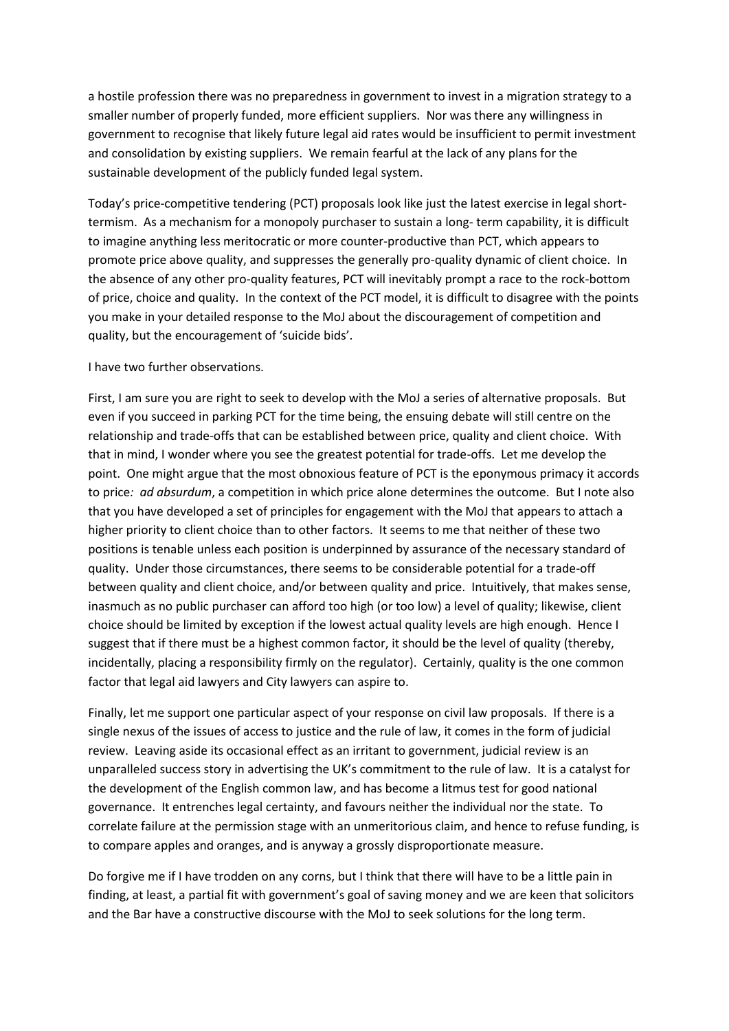a hostile profession there was no preparedness in government to invest in a migration strategy to a smaller number of properly funded, more efficient suppliers. Nor was there any willingness in government to recognise that likely future legal aid rates would be insufficient to permit investment and consolidation by existing suppliers. We remain fearful at the lack of any plans for the sustainable development of the publicly funded legal system.

Today's price-competitive tendering (PCT) proposals look like just the latest exercise in legal short-termism. As a mechanism for a monopoly purchaser to sustain a long- term capability, it is difficult to imagine anything less meritocratic or more counter-productive than PCT, which appears to promote price above quality, and suppresses the generally pro-quality dynamic of client choice. In the absence of any other pro-quality features, PCT will inevitably prompt a race to the rock-bottom of price, choice and quality. In the context of the PCT model, it is difficult to disagree with the points you make in your detailed response to the MoJ about the discouragement of competition and quality, but the encouragement of 'suicide bids'.

I have two further observations.

First, I am sure you are right to seek to develop with the MoJ a series of alternative proposals. But even if you succeed in parking PCT for the time being, the ensuing debate will still centre on the relationship and trade-offs that can be established between price, quality and client choice. With that in mind, I wonder where you see the greatest potential for trade-offs. Let me develop the point. One might argue that the most obnoxious feature of PCT is the eponymous primacy it accords to price*: ad absurdum*, a competition in which price alone determines the outcome. But I note also that you have developed a set of principles for engagement with the MoJ that appears to attach a higher priority to client choice than to other factors. It seems to me that neither of these two positions is tenable unless each position is underpinned by assurance of the necessary standard of quality. Under those circumstances, there seems to be considerable potential for a trade-off between quality and client choice, and/or between quality and price. Intuitively, that makes sense, inasmuch as no public purchaser can afford too high (or too low) a level of quality; likewise, client choice should be limited by exception if the lowest actual quality levels are high enough. Hence I suggest that if there must be a highest common factor, it should be the level of quality (thereby, incidentally, placing a responsibility firmly on the regulator). Certainly, quality is the one common factor that legal aid lawyers and City lawyers can aspire to.

Finally, let me support one particular aspect of your response on civil law proposals. If there is a single nexus of the issues of access to justice and the rule of law, it comes in the form of judicial review. Leaving aside its occasional effect as an irritant to government, judicial review is an unparalleled success story in advertising the UK's commitment to the rule of law. It is a catalyst for the development of the English common law, and has become a litmus test for good national governance. It entrenches legal certainty, and favours neither the individual nor the state. To correlate failure at the permission stage with an unmeritorious claim, and hence to refuse funding, is to compare apples and oranges, and is anyway a grossly disproportionate measure.

Do forgive me if I have trodden on any corns, but I think that there will have to be a little pain in finding, at least, a partial fit with government's goal of saving money and we are keen that solicitors and the Bar have a constructive discourse with the MoJ to seek solutions for the long term.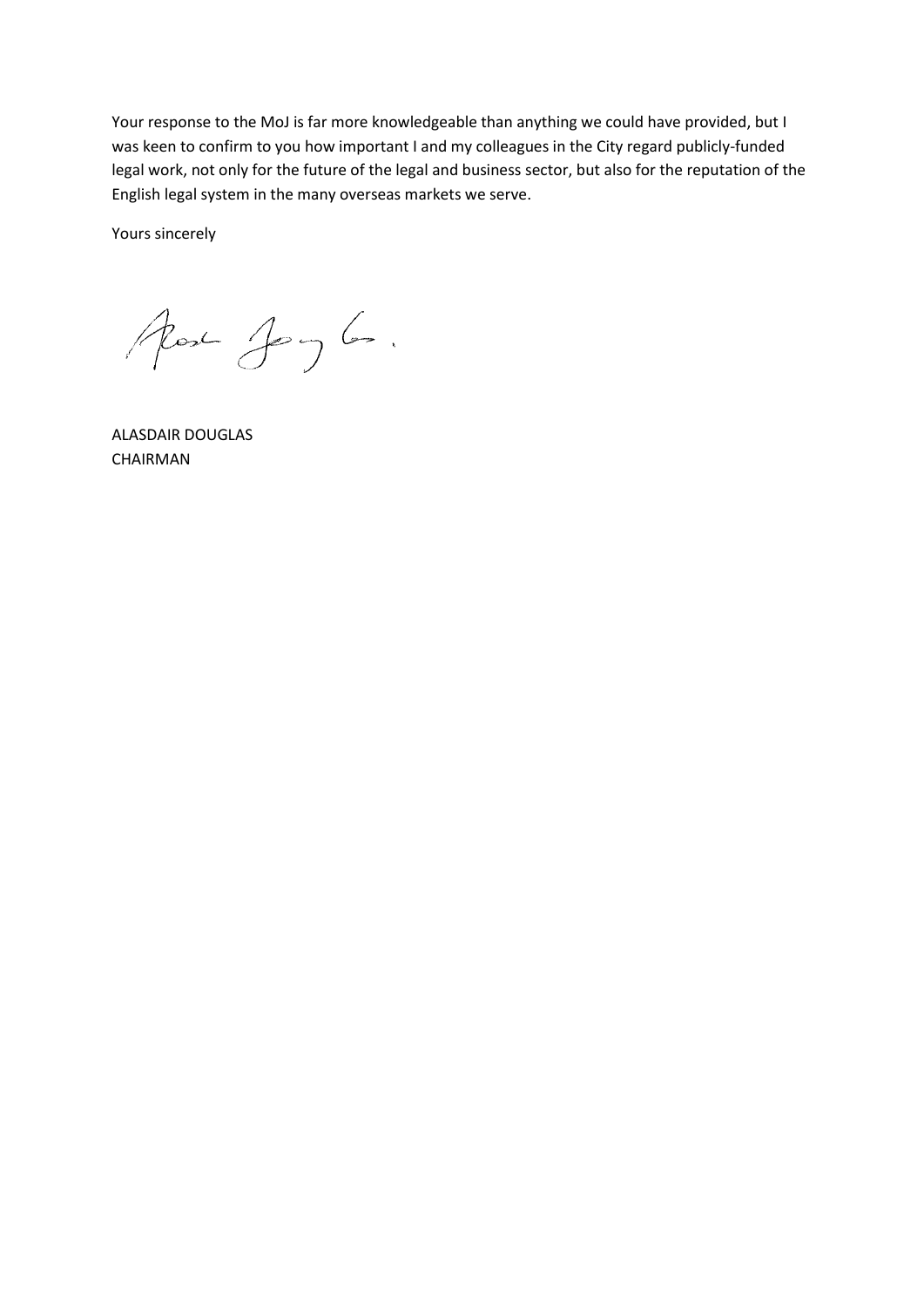Your response to the MoJ is far more knowledgeable than anything we could have provided, but I was keen to confirm to you how important I and my colleagues in the City regard publicly-funded legal work, not only for the future of the legal and business sector, but also for the reputation of the English legal system in the many overseas markets we serve.

Yours sincerely

ALASDAIR DOUGLAS
CHAIRMAN